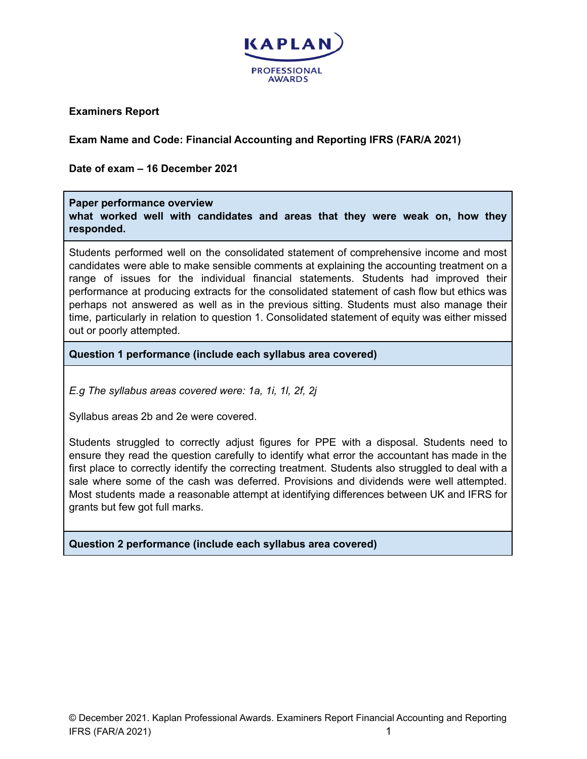KAPLAN PROFESSIONAL AWARDS

**Examiners Report**

**Exam Name and Code: Financial Accounting and Reporting IFRS (FAR/A 2021)**

**Date of exam – 16 December 2021**

| **Paper performance overview**<br>**what worked well with candidates and areas that they were weak on, how they responded.** |
|---|
| Students performed well on the consolidated statement of comprehensive income and most candidates were able to make sensible comments at explaining the accounting treatment on a range of issues for the individual financial statements. Students had improved their performance at producing extracts for the consolidated statement of cash flow but ethics was perhaps not answered as well as in the previous sitting. Students must also manage their time, particularly in relation to question 1. Consolidated statement of equity was either missed out or poorly attempted. |
| **Question 1 performance (include each syllabus area covered)** |
| *E.g The syllabus areas covered were: 1a, 1i, 1l, 2f, 2j*<br><br>Syllabus areas 2b and 2e were covered.<br><br>Students struggled to correctly adjust figures for PPE with a disposal. Students need to ensure they read the question carefully to identify what error the accountant has made in the first place to correctly identify the correcting treatment. Students also struggled to deal with a sale where some of the cash was deferred. Provisions and dividends were well attempted. Most students made a reasonable attempt at identifying differences between UK and IFRS for grants but few got full marks. |
| **Question 2 performance (include each syllabus area covered)** |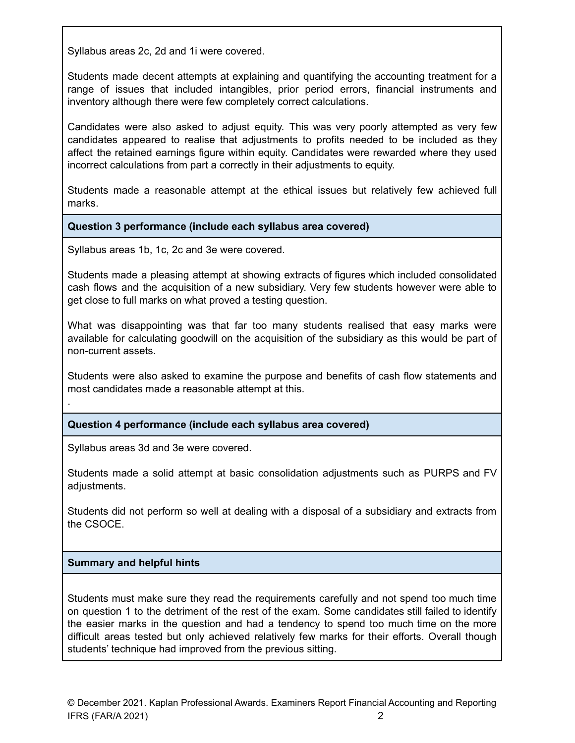Syllabus areas 2c, 2d and 1i were covered.

Students made decent attempts at explaining and quantifying the accounting treatment for a range of issues that included intangibles, prior period errors, financial instruments and inventory although there were few completely correct calculations.

Candidates were also asked to adjust equity. This was very poorly attempted as very few candidates appeared to realise that adjustments to profits needed to be included as they affect the retained earnings figure within equity. Candidates were rewarded where they used incorrect calculations from part a correctly in their adjustments to equity.

Students made a reasonable attempt at the ethical issues but relatively few achieved full marks.

**Question 3 performance (include each syllabus area covered)**

Syllabus areas 1b, 1c, 2c and 3e were covered.

Students made a pleasing attempt at showing extracts of figures which included consolidated cash flows and the acquisition of a new subsidiary. Very few students however were able to get close to full marks on what proved a testing question.

What was disappointing was that far too many students realised that easy marks were available for calculating goodwill on the acquisition of the subsidiary as this would be part of non-current assets.

Students were also asked to examine the purpose and benefits of cash flow statements and most candidates made a reasonable attempt at this.

.

**Question 4 performance (include each syllabus area covered)**

Syllabus areas 3d and 3e were covered.

Students made a solid attempt at basic consolidation adjustments such as PURPS and FV adjustments.

Students did not perform so well at dealing with a disposal of a subsidiary and extracts from the CSOCE.

**Summary and helpful hints**

Students must make sure they read the requirements carefully and not spend too much time on question 1 to the detriment of the rest of the exam. Some candidates still failed to identify the easier marks in the question and had a tendency to spend too much time on the more difficult areas tested but only achieved relatively few marks for their efforts. Overall though students' technique had improved from the previous sitting.